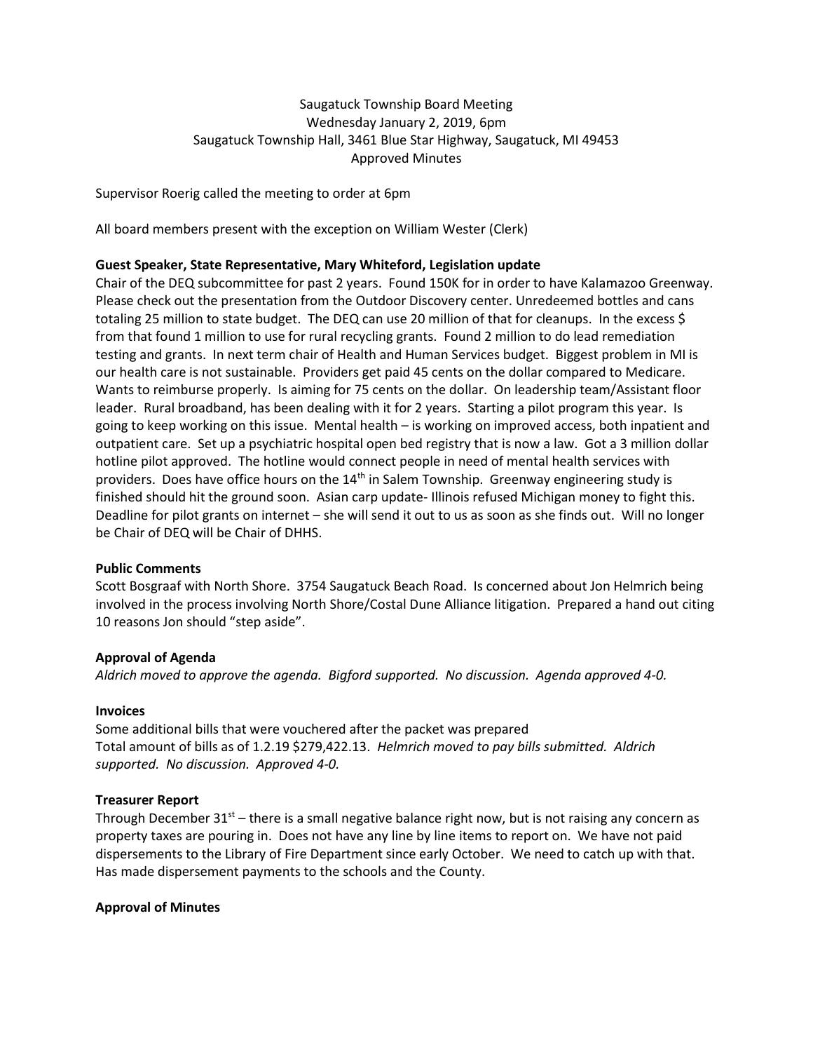Saugatuck Township Board Meeting
Wednesday January 2, 2019, 6pm
Saugatuck Township Hall, 3461 Blue Star Highway, Saugatuck, MI 49453
Approved Minutes

Supervisor Roerig called the meeting to order at 6pm

All board members present with the exception on William Wester (Clerk)

**Guest Speaker, State Representative, Mary Whiteford, Legislation update**

Chair of the DEQ subcommittee for past 2 years. Found 150K for in order to have Kalamazoo Greenway. Please check out the presentation from the Outdoor Discovery center. Unredeemed bottles and cans totaling 25 million to state budget. The DEQ can use 20 million of that for cleanups. In the excess $ from that found 1 million to use for rural recycling grants. Found 2 million to do lead remediation testing and grants. In next term chair of Health and Human Services budget. Biggest problem in MI is our health care is not sustainable. Providers get paid 45 cents on the dollar compared to Medicare. Wants to reimburse properly. Is aiming for 75 cents on the dollar. On leadership team/Assistant floor leader. Rural broadband, has been dealing with it for 2 years. Starting a pilot program this year. Is going to keep working on this issue. Mental health – is working on improved access, both inpatient and outpatient care. Set up a psychiatric hospital open bed registry that is now a law. Got a 3 million dollar hotline pilot approved. The hotline would connect people in need of mental health services with providers. Does have office hours on the 14th in Salem Township. Greenway engineering study is finished should hit the ground soon. Asian carp update- Illinois refused Michigan money to fight this. Deadline for pilot grants on internet – she will send it out to us as soon as she finds out. Will no longer be Chair of DEQ will be Chair of DHHS.

**Public Comments**

Scott Bosgraaf with North Shore. 3754 Saugatuck Beach Road. Is concerned about Jon Helmrich being involved in the process involving North Shore/Costal Dune Alliance litigation. Prepared a hand out citing 10 reasons Jon should "step aside".

**Approval of Agenda**

*Aldrich moved to approve the agenda. Bigford supported. No discussion. Agenda approved 4-0.*

**Invoices**

Some additional bills that were vouchered after the packet was prepared
Total amount of bills as of 1.2.19 $279,422.13. *Helmrich moved to pay bills submitted. Aldrich supported. No discussion. Approved 4-0.*

**Treasurer Report**

Through December 31st – there is a small negative balance right now, but is not raising any concern as property taxes are pouring in. Does not have any line by line items to report on. We have not paid dispersements to the Library of Fire Department since early October. We need to catch up with that. Has made dispersement payments to the schools and the County.

**Approval of Minutes**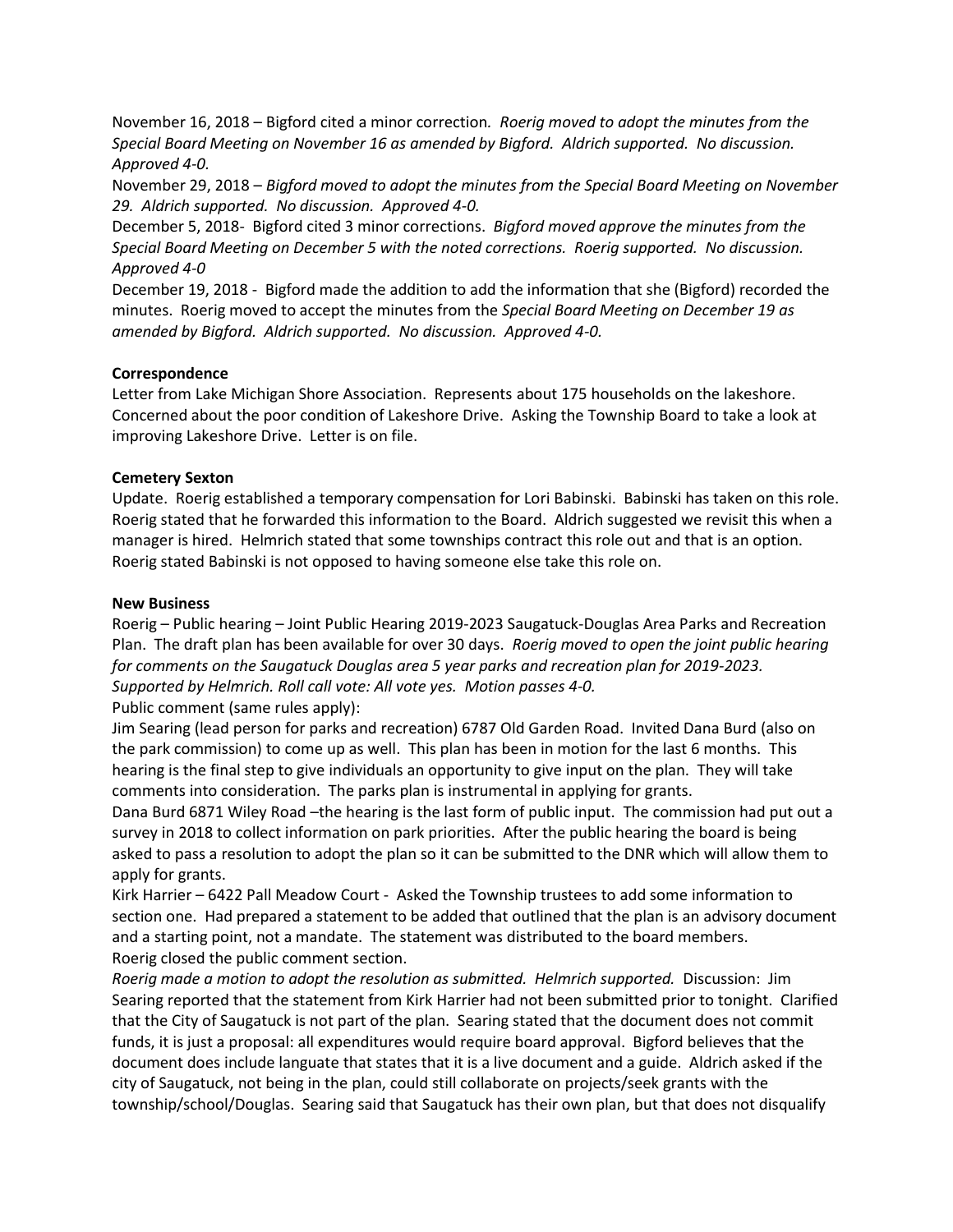November 16, 2018 – Bigford cited a minor correction*. Roerig moved to adopt the minutes from the Special Board Meeting on November 16 as amended by Bigford. Aldrich supported. No discussion. Approved 4-0.*

November 29, 2018 – *Bigford moved to adopt the minutes from the Special Board Meeting on November 29. Aldrich supported. No discussion. Approved 4-0.*

December 5, 2018- Bigford cited 3 minor corrections. *Bigford moved approve the minutes from the Special Board Meeting on December 5 with the noted corrections. Roerig supported. No discussion. Approved 4-0*

December 19, 2018 - Bigford made the addition to add the information that she (Bigford) recorded the minutes. Roerig moved to accept the minutes from the *Special Board Meeting on December 19 as amended by Bigford. Aldrich supported. No discussion. Approved 4-0.*

**Correspondence**

Letter from Lake Michigan Shore Association. Represents about 175 households on the lakeshore. Concerned about the poor condition of Lakeshore Drive. Asking the Township Board to take a look at improving Lakeshore Drive. Letter is on file.

**Cemetery Sexton**

Update. Roerig established a temporary compensation for Lori Babinski. Babinski has taken on this role. Roerig stated that he forwarded this information to the Board. Aldrich suggested we revisit this when a manager is hired. Helmrich stated that some townships contract this role out and that is an option. Roerig stated Babinski is not opposed to having someone else take this role on.

**New Business**

Roerig – Public hearing – Joint Public Hearing 2019-2023 Saugatuck-Douglas Area Parks and Recreation Plan. The draft plan has been available for over 30 days. *Roerig moved to open the joint public hearing for comments on the Saugatuck Douglas area 5 year parks and recreation plan for 2019-2023. Supported by Helmrich. Roll call vote: All vote yes. Motion passes 4-0.*

Public comment (same rules apply):

Jim Searing (lead person for parks and recreation) 6787 Old Garden Road. Invited Dana Burd (also on the park commission) to come up as well. This plan has been in motion for the last 6 months. This hearing is the final step to give individuals an opportunity to give input on the plan. They will take comments into consideration. The parks plan is instrumental in applying for grants.

Dana Burd 6871 Wiley Road –the hearing is the last form of public input. The commission had put out a survey in 2018 to collect information on park priorities. After the public hearing the board is being asked to pass a resolution to adopt the plan so it can be submitted to the DNR which will allow them to apply for grants.

Kirk Harrier – 6422 Pall Meadow Court - Asked the Township trustees to add some information to section one. Had prepared a statement to be added that outlined that the plan is an advisory document and a starting point, not a mandate. The statement was distributed to the board members.

Roerig closed the public comment section.

*Roerig made a motion to adopt the resolution as submitted. Helmrich supported.* Discussion: Jim Searing reported that the statement from Kirk Harrier had not been submitted prior to tonight. Clarified that the City of Saugatuck is not part of the plan. Searing stated that the document does not commit funds, it is just a proposal: all expenditures would require board approval. Bigford believes that the document does include languate that states that it is a live document and a guide. Aldrich asked if the city of Saugatuck, not being in the plan, could still collaborate on projects/seek grants with the township/school/Douglas. Searing said that Saugatuck has their own plan, but that does not disqualify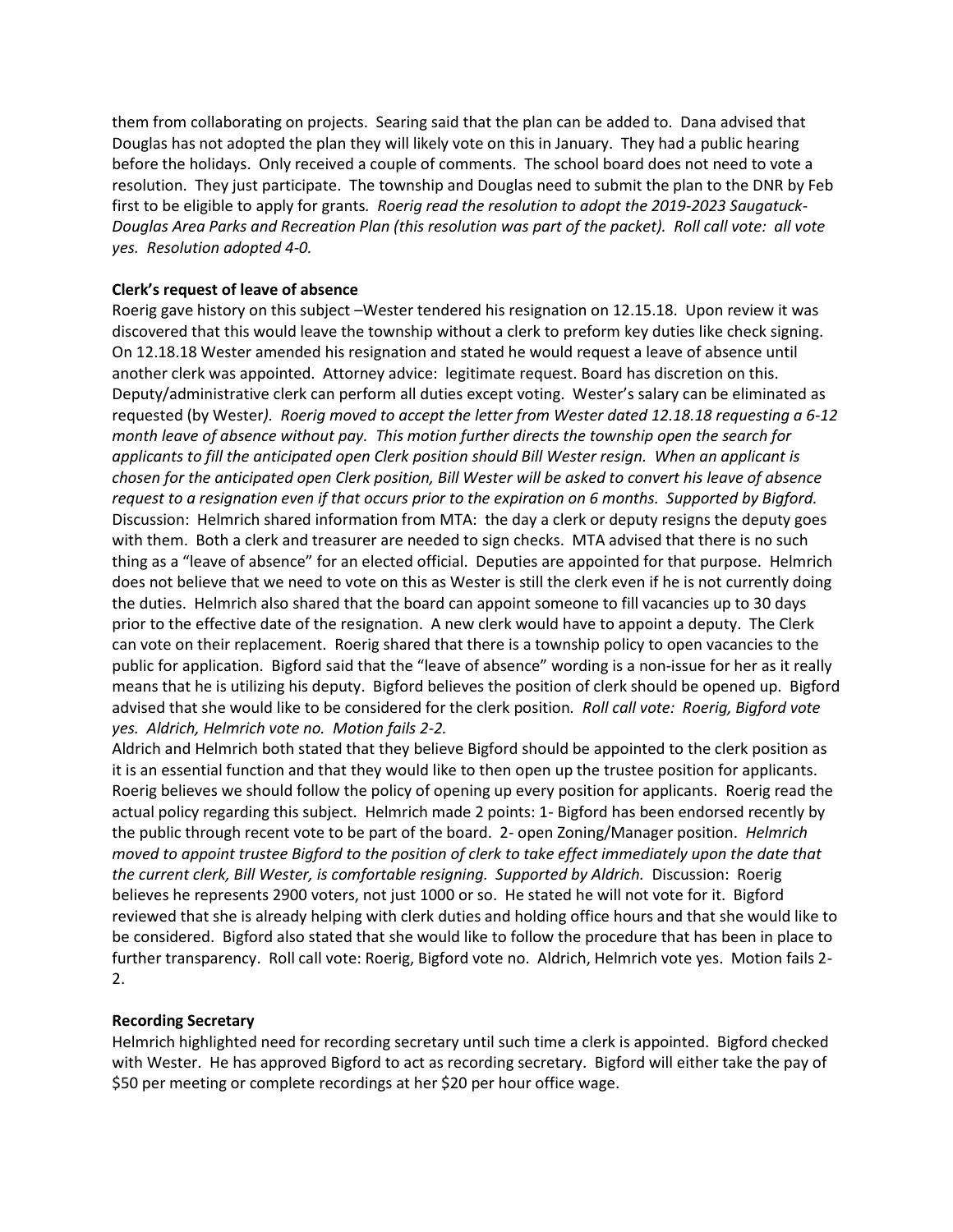them from collaborating on projects. Searing said that the plan can be added to. Dana advised that Douglas has not adopted the plan they will likely vote on this in January. They had a public hearing before the holidays. Only received a couple of comments. The school board does not need to vote a resolution. They just participate. The township and Douglas need to submit the plan to the DNR by Feb first to be eligible to apply for grants*. Roerig read the resolution to adopt the 2019-2023 Saugatuck-Douglas Area Parks and Recreation Plan (this resolution was part of the packet). Roll call vote: all vote yes. Resolution adopted 4-0.*

**Clerk's request of leave of absence**

Roerig gave history on this subject –Wester tendered his resignation on 12.15.18. Upon review it was discovered that this would leave the township without a clerk to preform key duties like check signing. On 12.18.18 Wester amended his resignation and stated he would request a leave of absence until another clerk was appointed. Attorney advice: legitimate request. Board has discretion on this. Deputy/administrative clerk can perform all duties except voting. Wester's salary can be eliminated as requested (by Wester*). Roerig moved to accept the letter from Wester dated 12.18.18 requesting a 6-12 month leave of absence without pay. This motion further directs the township open the search for applicants to fill the anticipated open Clerk position should Bill Wester resign. When an applicant is chosen for the anticipated open Clerk position, Bill Wester will be asked to convert his leave of absence request to a resignation even if that occurs prior to the expiration on 6 months. Supported by Bigford.* Discussion: Helmrich shared information from MTA: the day a clerk or deputy resigns the deputy goes with them. Both a clerk and treasurer are needed to sign checks. MTA advised that there is no such thing as a "leave of absence" for an elected official. Deputies are appointed for that purpose. Helmrich does not believe that we need to vote on this as Wester is still the clerk even if he is not currently doing the duties. Helmrich also shared that the board can appoint someone to fill vacancies up to 30 days prior to the effective date of the resignation. A new clerk would have to appoint a deputy. The Clerk can vote on their replacement. Roerig shared that there is a township policy to open vacancies to the public for application. Bigford said that the "leave of absence" wording is a non-issue for her as it really means that he is utilizing his deputy. Bigford believes the position of clerk should be opened up. Bigford advised that she would like to be considered for the clerk position*. Roll call vote: Roerig, Bigford vote yes. Aldrich, Helmrich vote no. Motion fails 2-2.*

Aldrich and Helmrich both stated that they believe Bigford should be appointed to the clerk position as it is an essential function and that they would like to then open up the trustee position for applicants. Roerig believes we should follow the policy of opening up every position for applicants. Roerig read the actual policy regarding this subject. Helmrich made 2 points: 1- Bigford has been endorsed recently by the public through recent vote to be part of the board. 2- open Zoning/Manager position. *Helmrich moved to appoint trustee Bigford to the position of clerk to take effect immediately upon the date that the current clerk, Bill Wester, is comfortable resigning. Supported by Aldrich.* Discussion: Roerig believes he represents 2900 voters, not just 1000 or so. He stated he will not vote for it. Bigford reviewed that she is already helping with clerk duties and holding office hours and that she would like to be considered. Bigford also stated that she would like to follow the procedure that has been in place to further transparency. Roll call vote: Roerig, Bigford vote no. Aldrich, Helmrich vote yes. Motion fails 2-2.

**Recording Secretary**

Helmrich highlighted need for recording secretary until such time a clerk is appointed. Bigford checked with Wester. He has approved Bigford to act as recording secretary. Bigford will either take the pay of $50 per meeting or complete recordings at her $20 per hour office wage.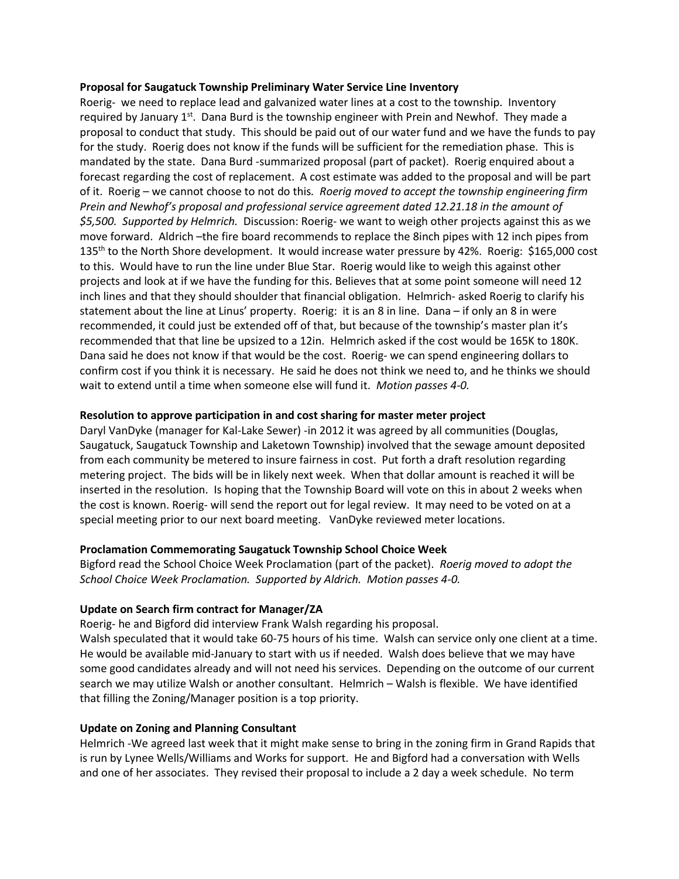**Proposal for Saugatuck Township Preliminary Water Service Line Inventory**

Roerig- we need to replace lead and galvanized water lines at a cost to the township. Inventory required by January 1st. Dana Burd is the township engineer with Prein and Newhof. They made a proposal to conduct that study. This should be paid out of our water fund and we have the funds to pay for the study. Roerig does not know if the funds will be sufficient for the remediation phase. This is mandated by the state. Dana Burd -summarized proposal (part of packet). Roerig enquired about a forecast regarding the cost of replacement. A cost estimate was added to the proposal and will be part of it. Roerig – we cannot choose to not do this. *Roerig moved to accept the township engineering firm Prein and Newhof's proposal and professional service agreement dated 12.21.18 in the amount of $5,500. Supported by Helmrich.* Discussion: Roerig- we want to weigh other projects against this as we move forward. Aldrich –the fire board recommends to replace the 8inch pipes with 12 inch pipes from 135th to the North Shore development. It would increase water pressure by 42%. Roerig: $165,000 cost to this. Would have to run the line under Blue Star. Roerig would like to weigh this against other projects and look at if we have the funding for this. Believes that at some point someone will need 12 inch lines and that they should shoulder that financial obligation. Helmrich- asked Roerig to clarify his statement about the line at Linus' property. Roerig: it is an 8 in line. Dana – if only an 8 in were recommended, it could just be extended off of that, but because of the township's master plan it's recommended that that line be upsized to a 12in. Helmrich asked if the cost would be 165K to 180K. Dana said he does not know if that would be the cost. Roerig- we can spend engineering dollars to confirm cost if you think it is necessary. He said he does not think we need to, and he thinks we should wait to extend until a time when someone else will fund it. *Motion passes 4-0.*

**Resolution to approve participation in and cost sharing for master meter project**

Daryl VanDyke (manager for Kal-Lake Sewer) -in 2012 it was agreed by all communities (Douglas, Saugatuck, Saugatuck Township and Laketown Township) involved that the sewage amount deposited from each community be metered to insure fairness in cost. Put forth a draft resolution regarding metering project. The bids will be in likely next week. When that dollar amount is reached it will be inserted in the resolution. Is hoping that the Township Board will vote on this in about 2 weeks when the cost is known. Roerig- will send the report out for legal review. It may need to be voted on at a special meeting prior to our next board meeting. VanDyke reviewed meter locations.

**Proclamation Commemorating Saugatuck Township School Choice Week**

Bigford read the School Choice Week Proclamation (part of the packet). *Roerig moved to adopt the School Choice Week Proclamation. Supported by Aldrich. Motion passes 4-0.*

**Update on Search firm contract for Manager/ZA**

Roerig- he and Bigford did interview Frank Walsh regarding his proposal.
Walsh speculated that it would take 60-75 hours of his time. Walsh can service only one client at a time. He would be available mid-January to start with us if needed. Walsh does believe that we may have some good candidates already and will not need his services. Depending on the outcome of our current search we may utilize Walsh or another consultant. Helmrich – Walsh is flexible. We have identified that filling the Zoning/Manager position is a top priority.

**Update on Zoning and Planning Consultant**

Helmrich -We agreed last week that it might make sense to bring in the zoning firm in Grand Rapids that is run by Lynee Wells/Williams and Works for support. He and Bigford had a conversation with Wells and one of her associates. They revised their proposal to include a 2 day a week schedule. No term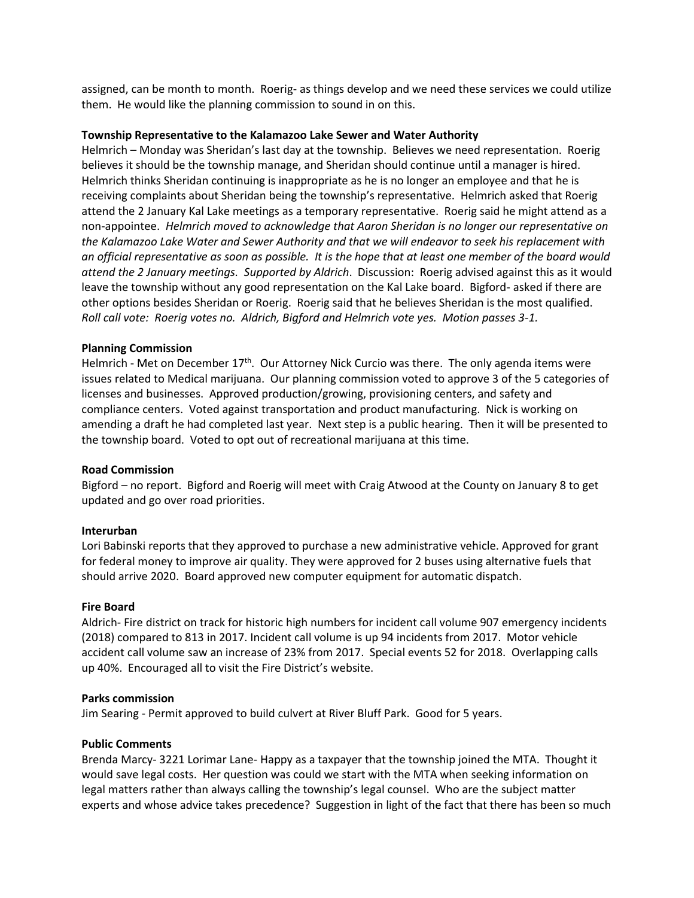assigned, can be month to month. Roerig- as things develop and we need these services we could utilize them. He would like the planning commission to sound in on this.

**Township Representative to the Kalamazoo Lake Sewer and Water Authority**

Helmrich – Monday was Sheridan's last day at the township. Believes we need representation. Roerig believes it should be the township manage, and Sheridan should continue until a manager is hired. Helmrich thinks Sheridan continuing is inappropriate as he is no longer an employee and that he is receiving complaints about Sheridan being the township's representative. Helmrich asked that Roerig attend the 2 January Kal Lake meetings as a temporary representative. Roerig said he might attend as a non-appointee. *Helmrich moved to acknowledge that Aaron Sheridan is no longer our representative on the Kalamazoo Lake Water and Sewer Authority and that we will endeavor to seek his replacement with an official representative as soon as possible. It is the hope that at least one member of the board would attend the 2 January meetings. Supported by Aldrich*. Discussion: Roerig advised against this as it would leave the township without any good representation on the Kal Lake board. Bigford- asked if there are other options besides Sheridan or Roerig. Roerig said that he believes Sheridan is the most qualified. *Roll call vote: Roerig votes no. Aldrich, Bigford and Helmrich vote yes. Motion passes 3-1.*

**Planning Commission**

Helmrich - Met on December 17th. Our Attorney Nick Curcio was there. The only agenda items were issues related to Medical marijuana. Our planning commission voted to approve 3 of the 5 categories of licenses and businesses. Approved production/growing, provisioning centers, and safety and compliance centers. Voted against transportation and product manufacturing. Nick is working on amending a draft he had completed last year. Next step is a public hearing. Then it will be presented to the township board. Voted to opt out of recreational marijuana at this time.

**Road Commission**

Bigford – no report. Bigford and Roerig will meet with Craig Atwood at the County on January 8 to get updated and go over road priorities.

**Interurban**

Lori Babinski reports that they approved to purchase a new administrative vehicle. Approved for grant for federal money to improve air quality. They were approved for 2 buses using alternative fuels that should arrive 2020. Board approved new computer equipment for automatic dispatch.

**Fire Board**

Aldrich- Fire district on track for historic high numbers for incident call volume 907 emergency incidents (2018) compared to 813 in 2017. Incident call volume is up 94 incidents from 2017. Motor vehicle accident call volume saw an increase of 23% from 2017. Special events 52 for 2018. Overlapping calls up 40%. Encouraged all to visit the Fire District's website.

**Parks commission**

Jim Searing - Permit approved to build culvert at River Bluff Park. Good for 5 years.

**Public Comments**

Brenda Marcy- 3221 Lorimar Lane- Happy as a taxpayer that the township joined the MTA. Thought it would save legal costs. Her question was could we start with the MTA when seeking information on legal matters rather than always calling the township's legal counsel. Who are the subject matter experts and whose advice takes precedence? Suggestion in light of the fact that there has been so much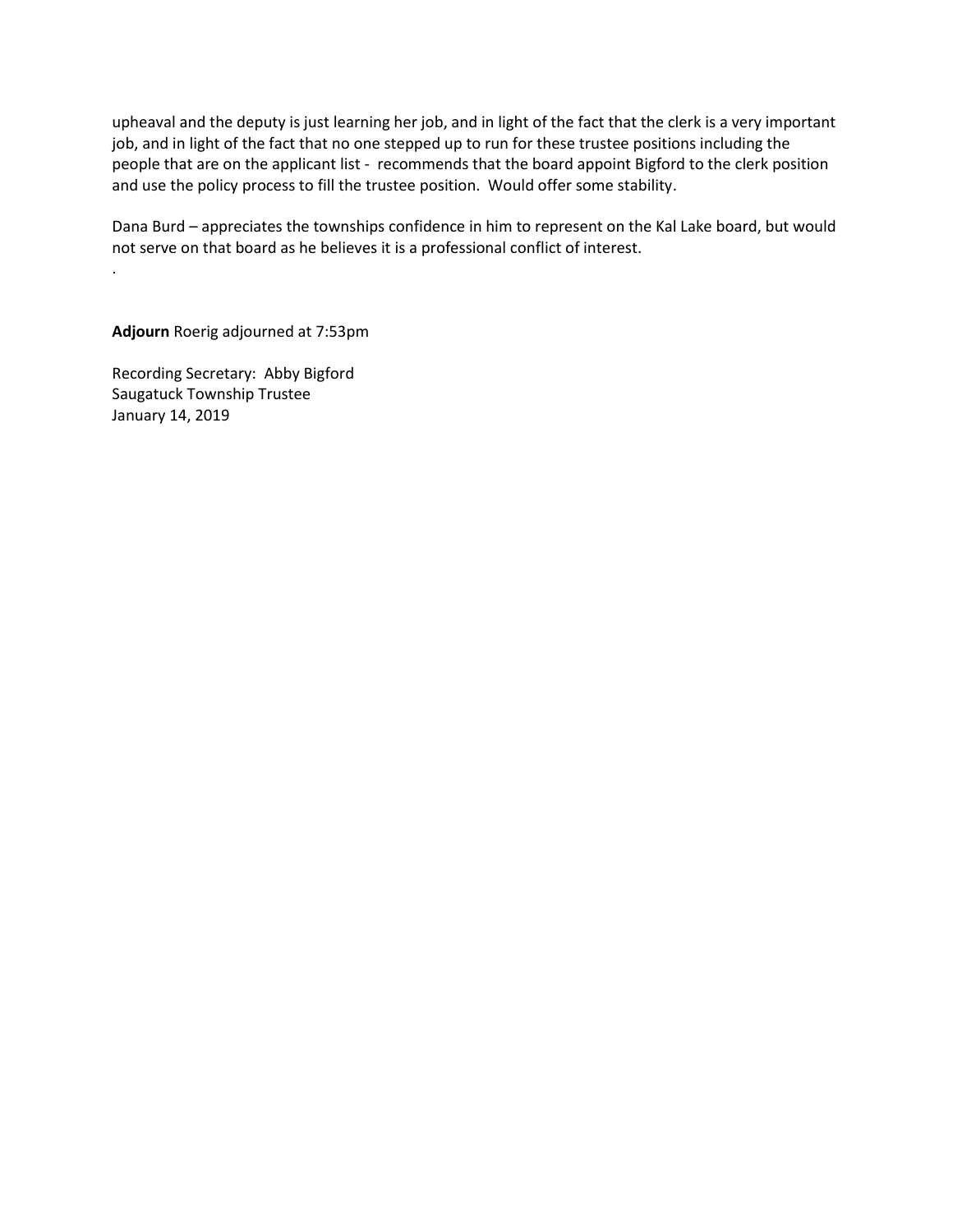upheaval and the deputy is just learning her job, and in light of the fact that the clerk is a very important job, and in light of the fact that no one stepped up to run for these trustee positions including the people that are on the applicant list - recommends that the board appoint Bigford to the clerk position and use the policy process to fill the trustee position. Would offer some stability.

Dana Burd – appreciates the townships confidence in him to represent on the Kal Lake board, but would not serve on that board as he believes it is a professional conflict of interest.

.

**Adjourn** Roerig adjourned at 7:53pm

Recording Secretary: Abby Bigford
Saugatuck Township Trustee
January 14, 2019